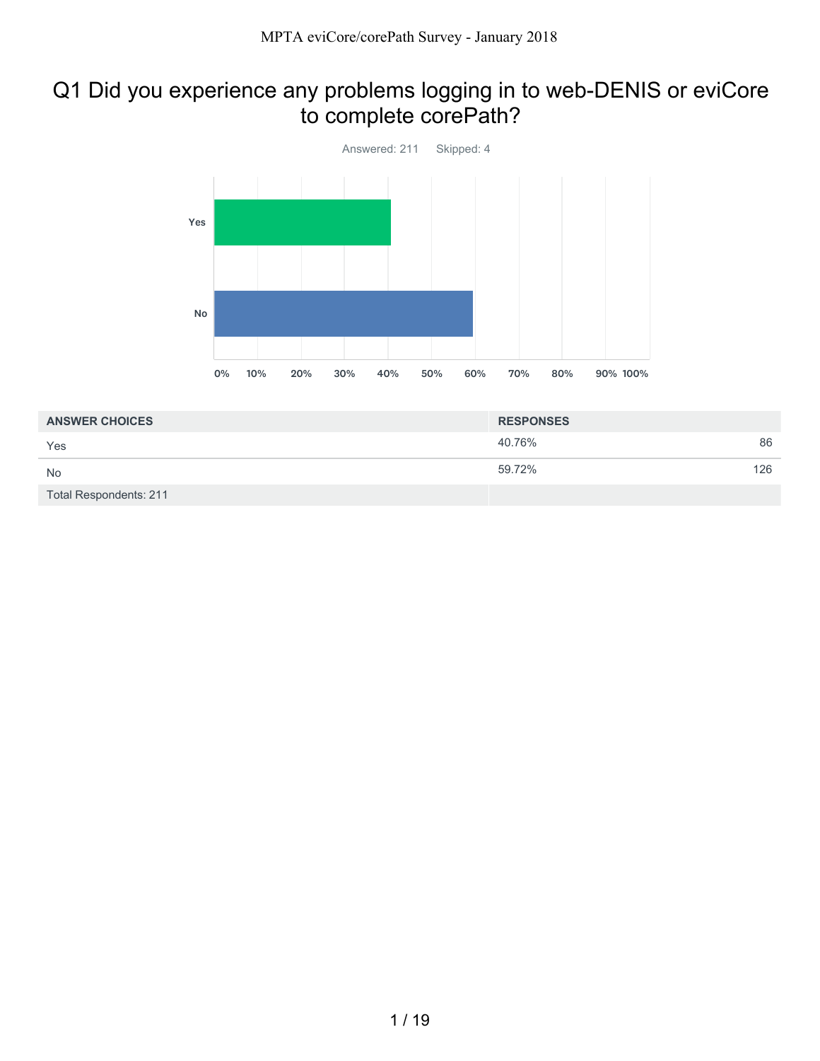# Q1 Did you experience any problems logging in to web-DENIS or eviCore to complete corePath?

Answered: 211 Skipped: 4

| ANSWER CHOICES | RESPONSES | |
|---|---|---|
| Yes | 40.76% | 86 |
| No | 59.72% | 126 |
| Total Respondents: 211 | | |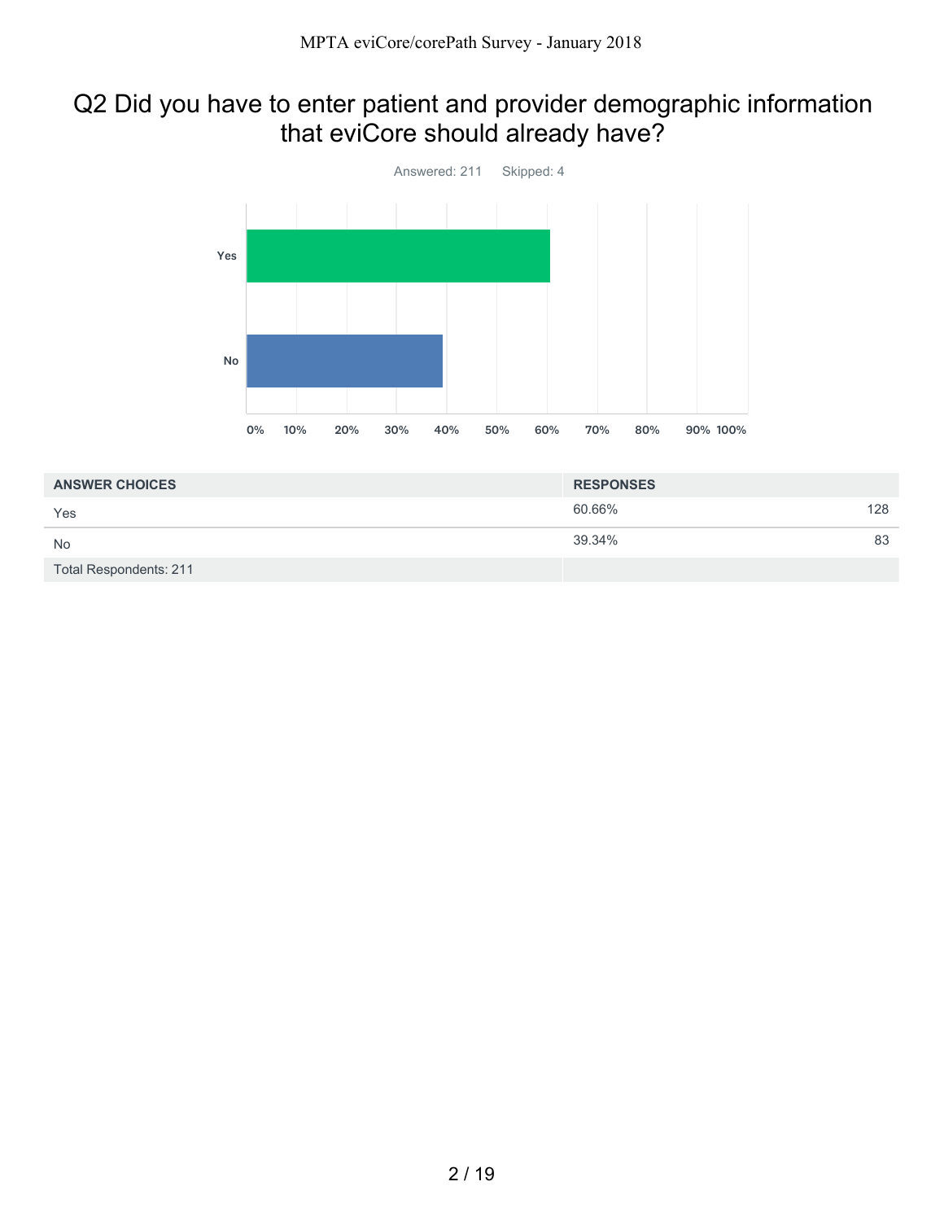## Q2 Did you have to enter patient and provider demographic information that eviCore should already have?

Answered: 211 Skipped: 4

| ANSWER CHOICES | RESPONSES | |
|---|---|---|
| Yes | 60.66% | 128 |
| No | 39.34% | 83 |
| Total Respondents: 211 | | |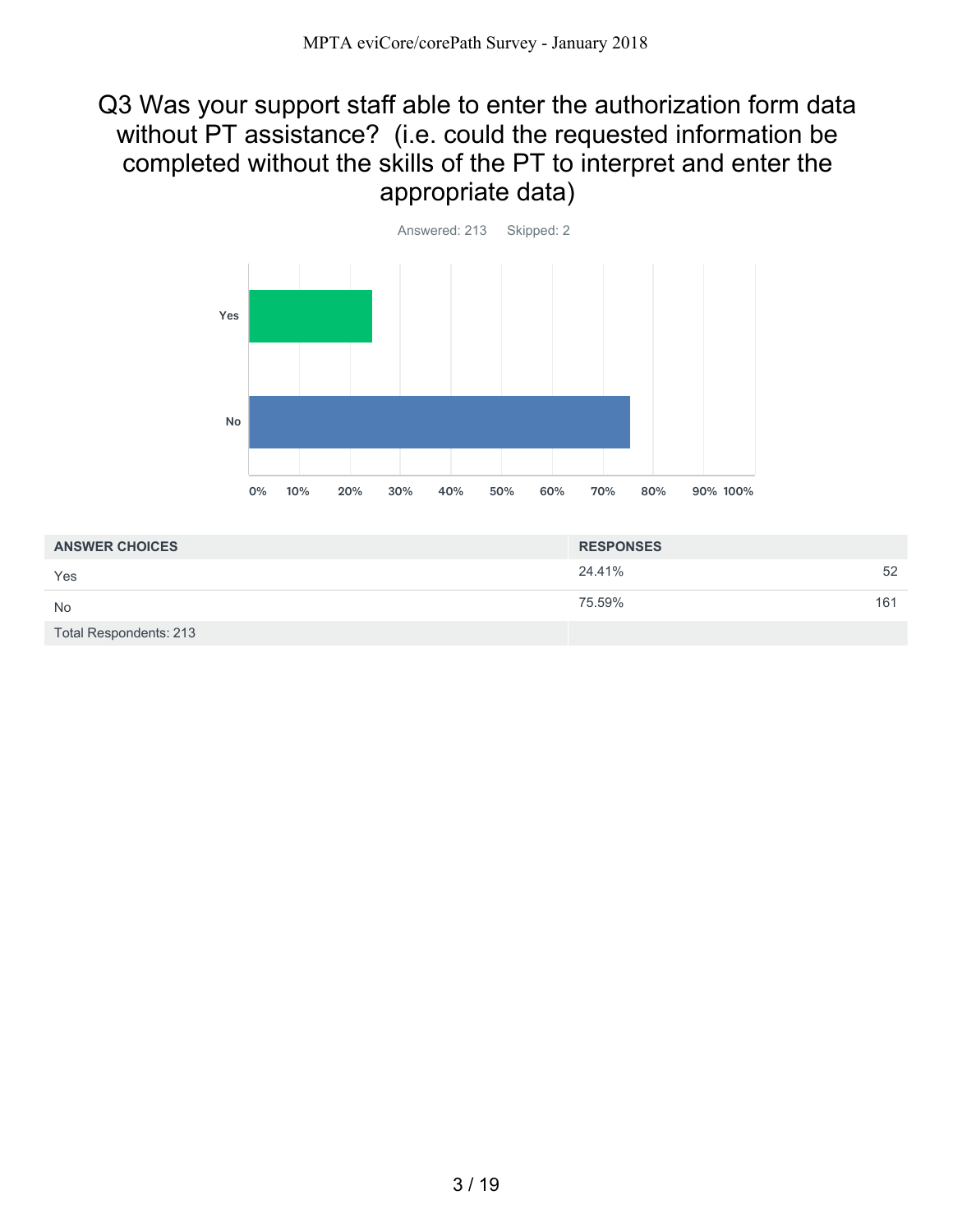# Q3 Was your support staff able to enter the authorization form data without PT assistance? (i.e. could the requested information be completed without the skills of the PT to interpret and enter the appropriate data)

Answered: 213 Skipped: 2

| ANSWER CHOICES | RESPONSES | |
|---|---|---|
| Yes | 24.41% | 52 |
| No | 75.59% | 161 |
| Total Respondents: 213 | | |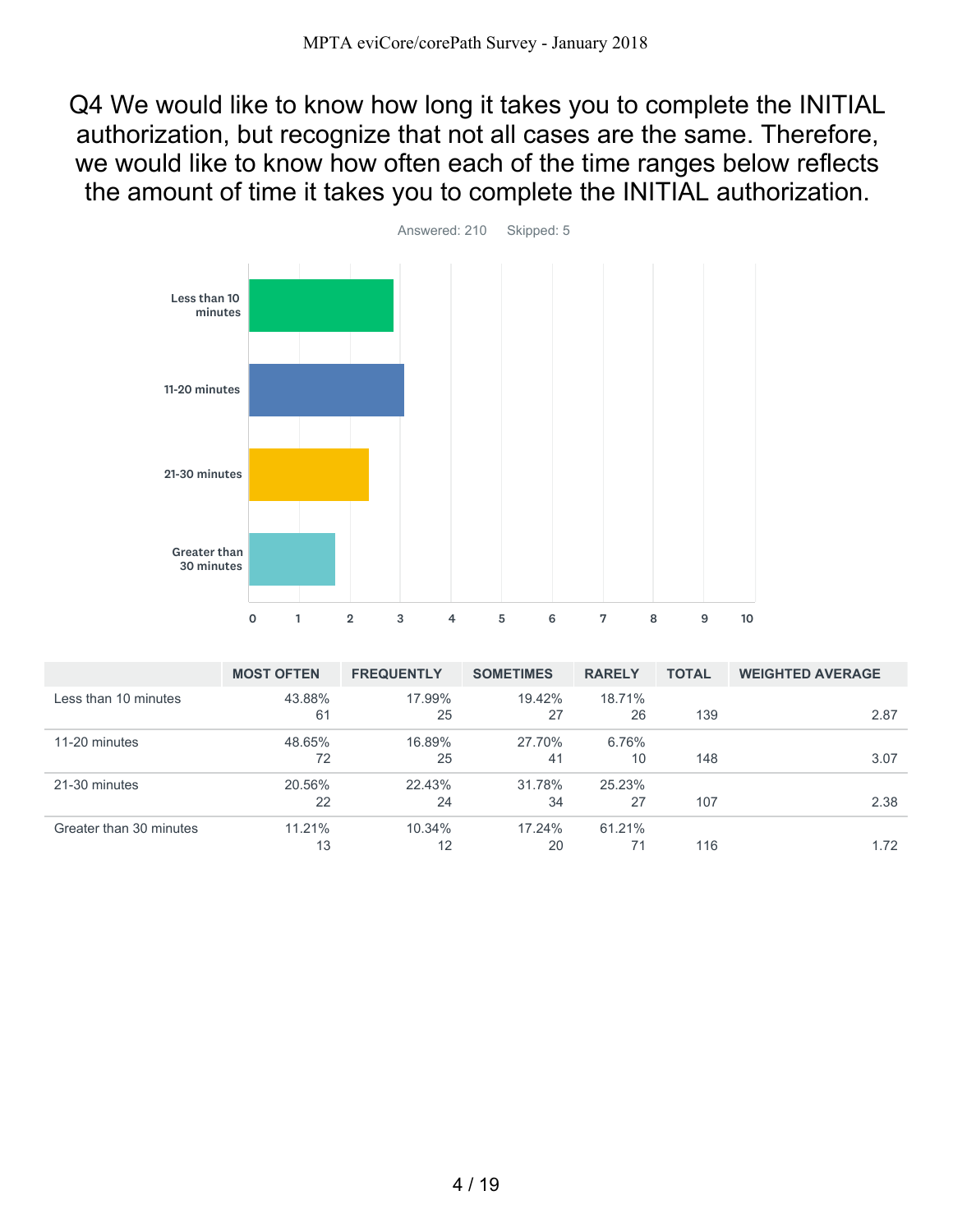# Q4 We would like to know how long it takes you to complete the INITIAL authorization, but recognize that not all cases are the same. Therefore, we would like to know how often each of the time ranges below reflects the amount of time it takes you to complete the INITIAL authorization.

Answered: 210 Skipped: 5

| | MOST OFTEN | FREQUENTLY | SOMETIMES | RARELY | TOTAL | WEIGHTED AVERAGE |
|---|---|---|---|---|---|---|
| Less than 10 minutes | 43.88% 61 | 17.99% 25 | 19.42% 27 | 18.71% 26 | 139 | 2.87 |
| 11-20 minutes | 48.65% 72 | 16.89% 25 | 27.70% 41 | 6.76% 10 | 148 | 3.07 |
| 21-30 minutes | 20.56% 22 | 22.43% 24 | 31.78% 34 | 25.23% 27 | 107 | 2.38 |
| Greater than 30 minutes | 11.21% 13 | 10.34% 12 | 17.24% 20 | 61.21% 71 | 116 | 1.72 |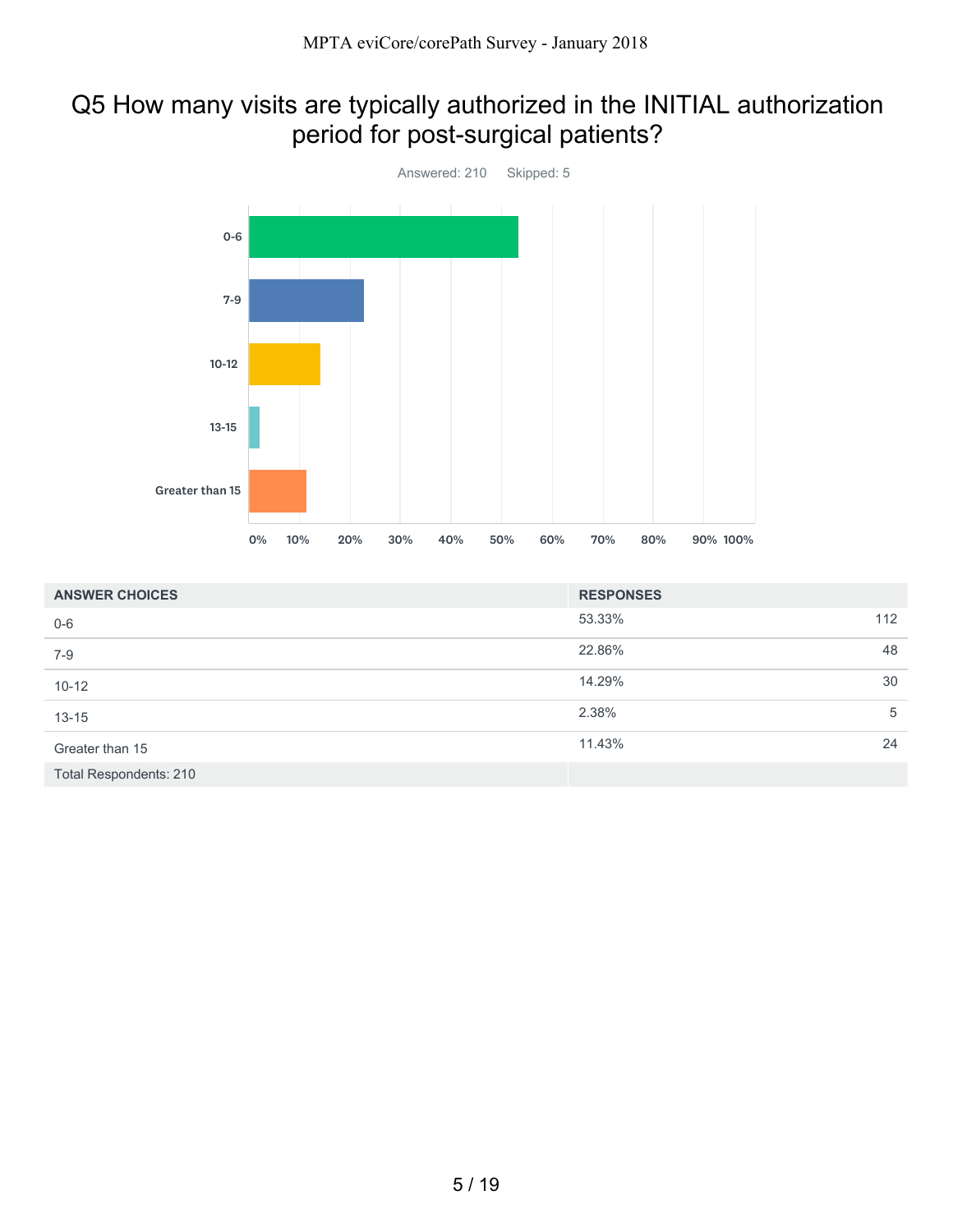# Q5 How many visits are typically authorized in the INITIAL authorization period for post-surgical patients?

Answered: 210 Skipped: 5

| ANSWER CHOICES | RESPONSES | |
|---|---|---|
| 0-6 | 53.33% | 112 |
| 7-9 | 22.86% | 48 |
| 10-12 | 14.29% | 30 |
| 13-15 | 2.38% | 5 |
| Greater than 15 | 11.43% | 24 |
| Total Respondents: 210 | | |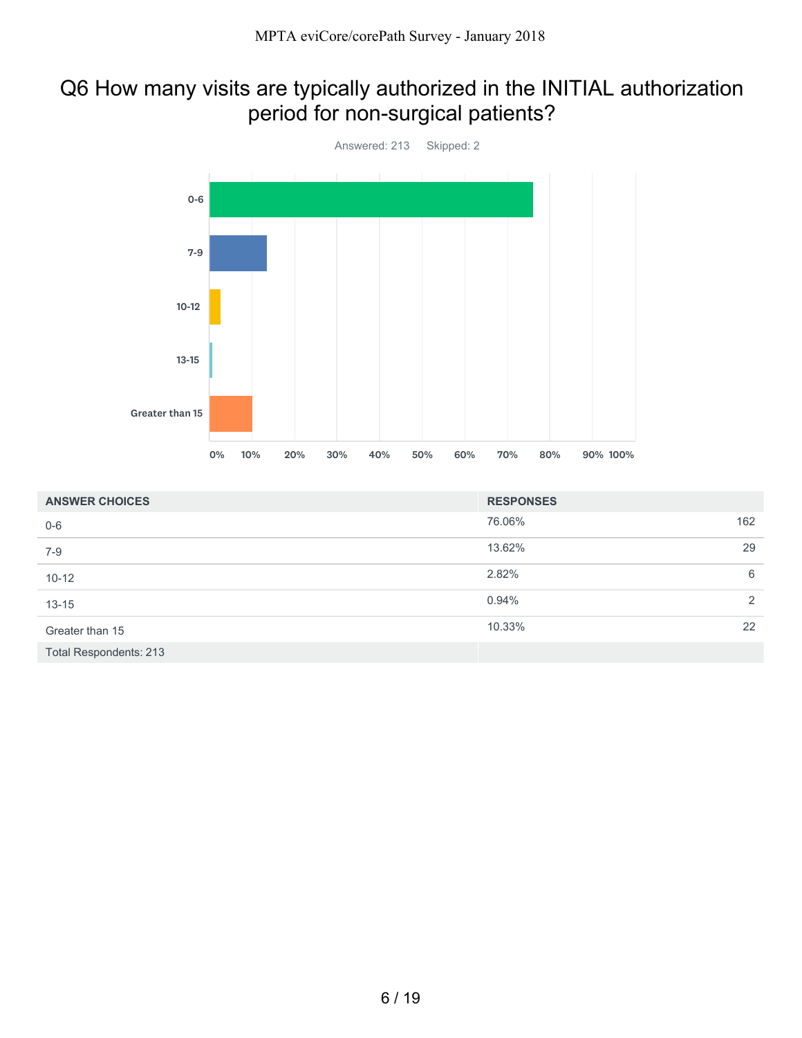# Q6 How many visits are typically authorized in the INITIAL authorization period for non-surgical patients?

Answered: 213 Skipped: 2

| ANSWER CHOICES | RESPONSES | |
|---|---|---|
| 0-6 | 76.06% | 162 |
| 7-9 | 13.62% | 29 |
| 10-12 | 2.82% | 6 |
| 13-15 | 0.94% | 2 |
| Greater than 15 | 10.33% | 22 |
| Total Respondents: 213 | | |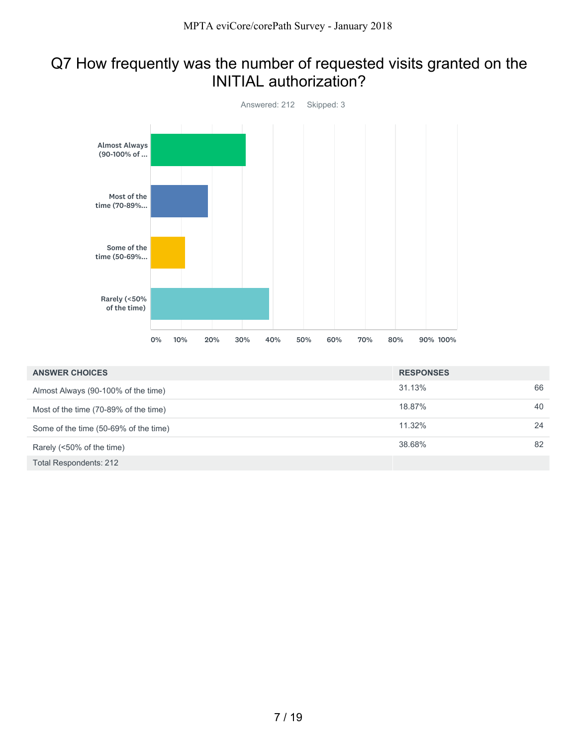# Q7 How frequently was the number of requested visits granted on the INITIAL authorization?

Answered: 212 Skipped: 3

| ANSWER CHOICES | RESPONSES | |
|---|---|---|
| Almost Always (90-100% of the time) | 31.13% | 66 |
| Most of the time (70-89% of the time) | 18.87% | 40 |
| Some of the time (50-69% of the time) | 11.32% | 24 |
| Rarely (<50% of the time) | 38.68% | 82 |
| Total Respondents: 212 | | |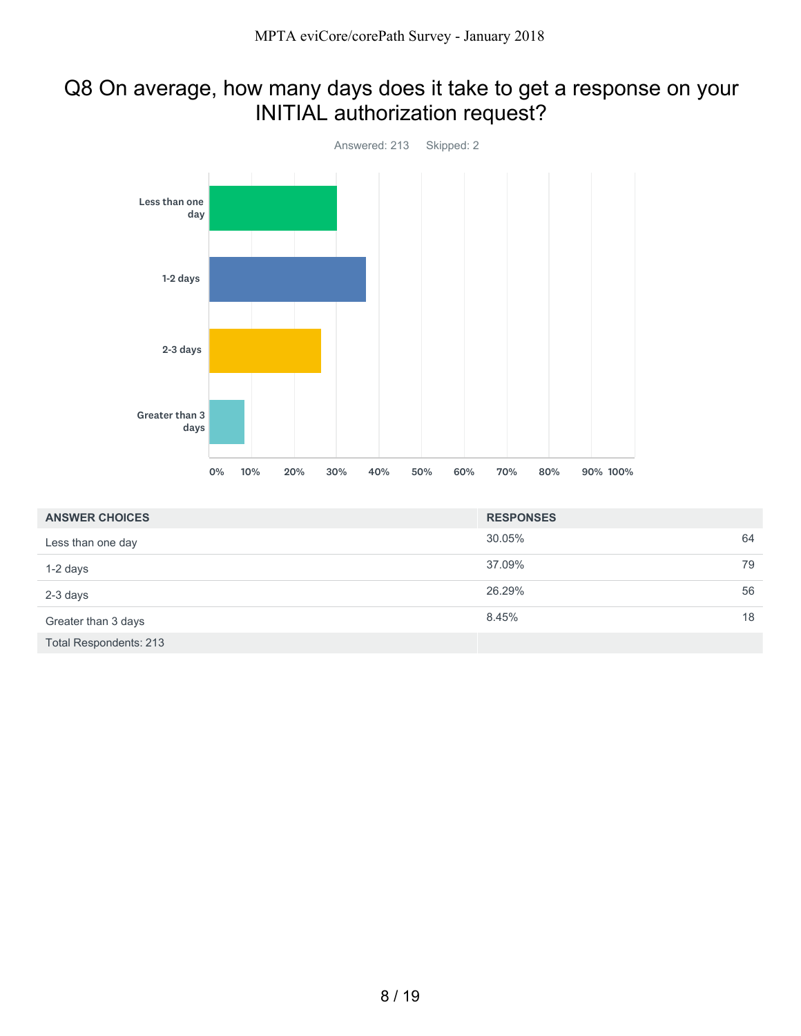## Q8 On average, how many days does it take to get a response on your INITIAL authorization request?

Answered: 213 Skipped: 2

| ANSWER CHOICES | RESPONSES | |
|---|---|---|
| Less than one day | 30.05% | 64 |
| 1-2 days | 37.09% | 79 |
| 2-3 days | 26.29% | 56 |
| Greater than 3 days | 8.45% | 18 |
| Total Respondents: 213 | | |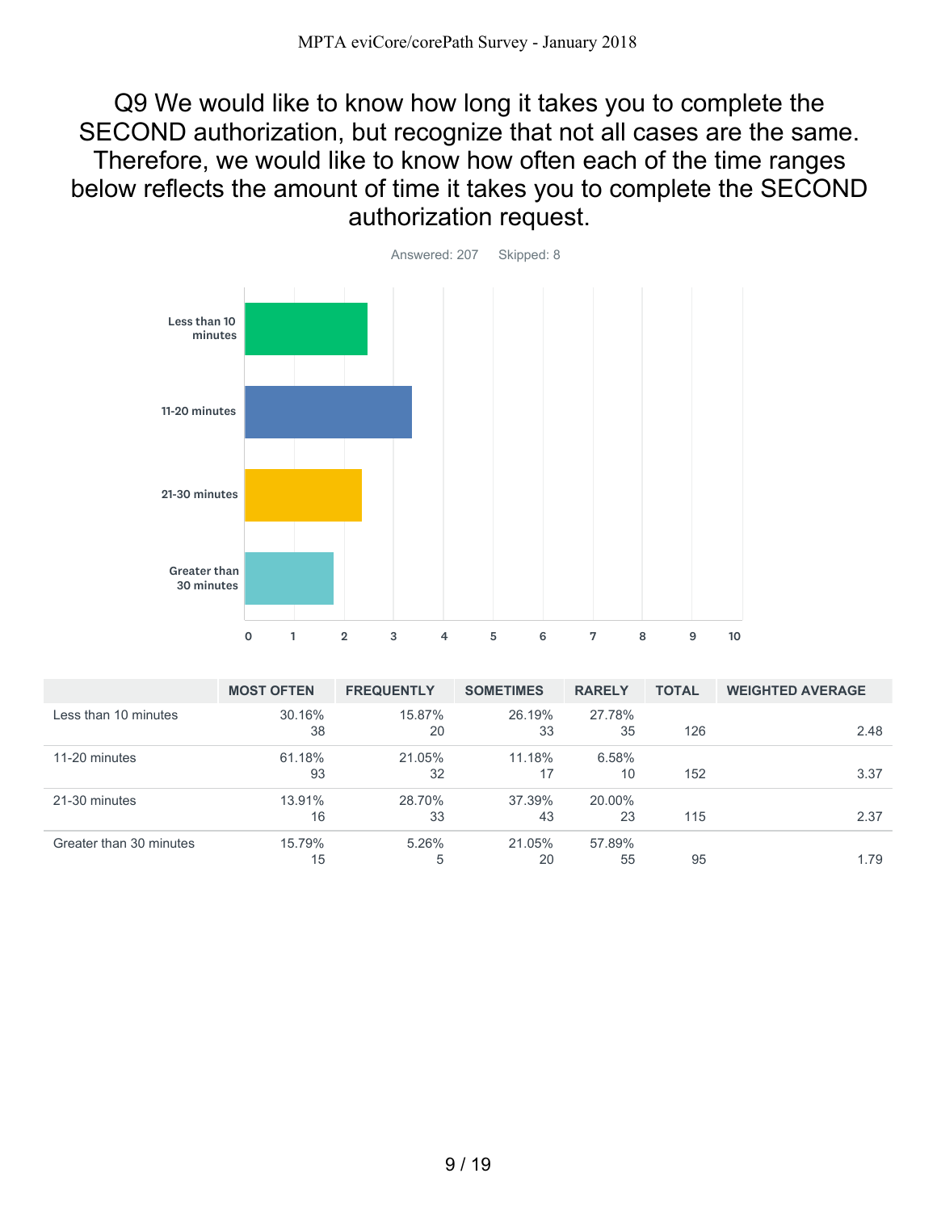# Q9 We would like to know how long it takes you to complete the SECOND authorization, but recognize that not all cases are the same. Therefore, we would like to know how often each of the time ranges below reflects the amount of time it takes you to complete the SECOND authorization request.

Answered: 207 Skipped: 8

| | MOST OFTEN | FREQUENTLY | SOMETIMES | RARELY | TOTAL | WEIGHTED AVERAGE |
|---|---|---|---|---|---|---|
| Less than 10 minutes | 30.16% 38 | 15.87% 20 | 26.19% 33 | 27.78% 35 | 126 | 2.48 |
| 11-20 minutes | 61.18% 93 | 21.05% 32 | 11.18% 17 | 6.58% 10 | 152 | 3.37 |
| 21-30 minutes | 13.91% 16 | 28.70% 33 | 37.39% 43 | 20.00% 23 | 115 | 2.37 |
| Greater than 30 minutes | 15.79% 15 | 5.26% 5 | 21.05% 20 | 57.89% 55 | 95 | 1.79 |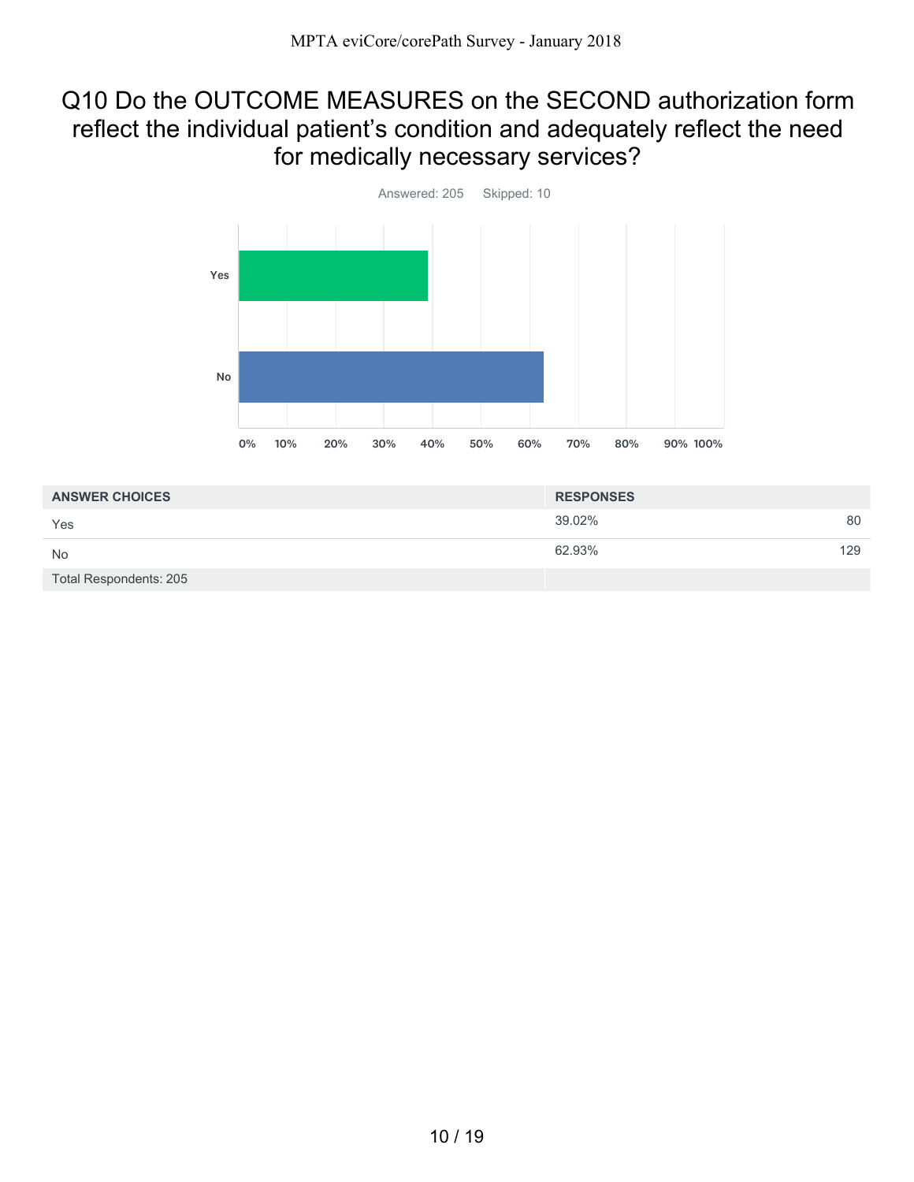## Q10 Do the OUTCOME MEASURES on the SECOND authorization form reflect the individual patient's condition and adequately reflect the need for medically necessary services?

Answered: 205    Skipped: 10

| ANSWER CHOICES | RESPONSES | |
|---|---|---|
| Yes | 39.02% | 80 |
| No | 62.93% | 129 |
| Total Respondents: 205 | | |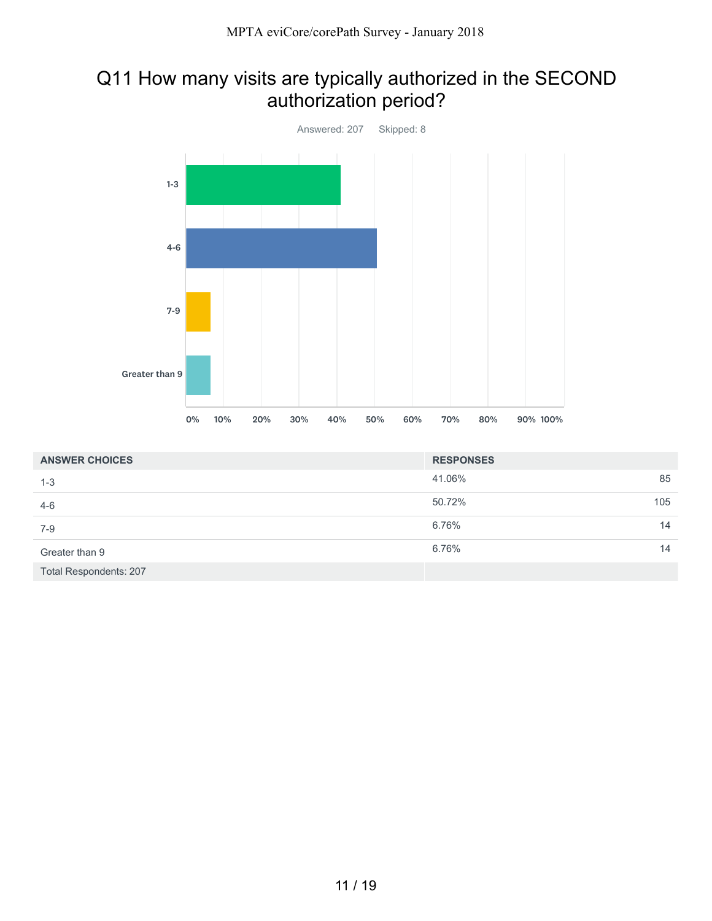# Q11 How many visits are typically authorized in the SECOND authorization period?

Answered: 207 Skipped: 8

| ANSWER CHOICES | RESPONSES | |
|---|---|---|
| 1-3 | 41.06% | 85 |
| 4-6 | 50.72% | 105 |
| 7-9 | 6.76% | 14 |
| Greater than 9 | 6.76% | 14 |
| Total Respondents: 207 | | |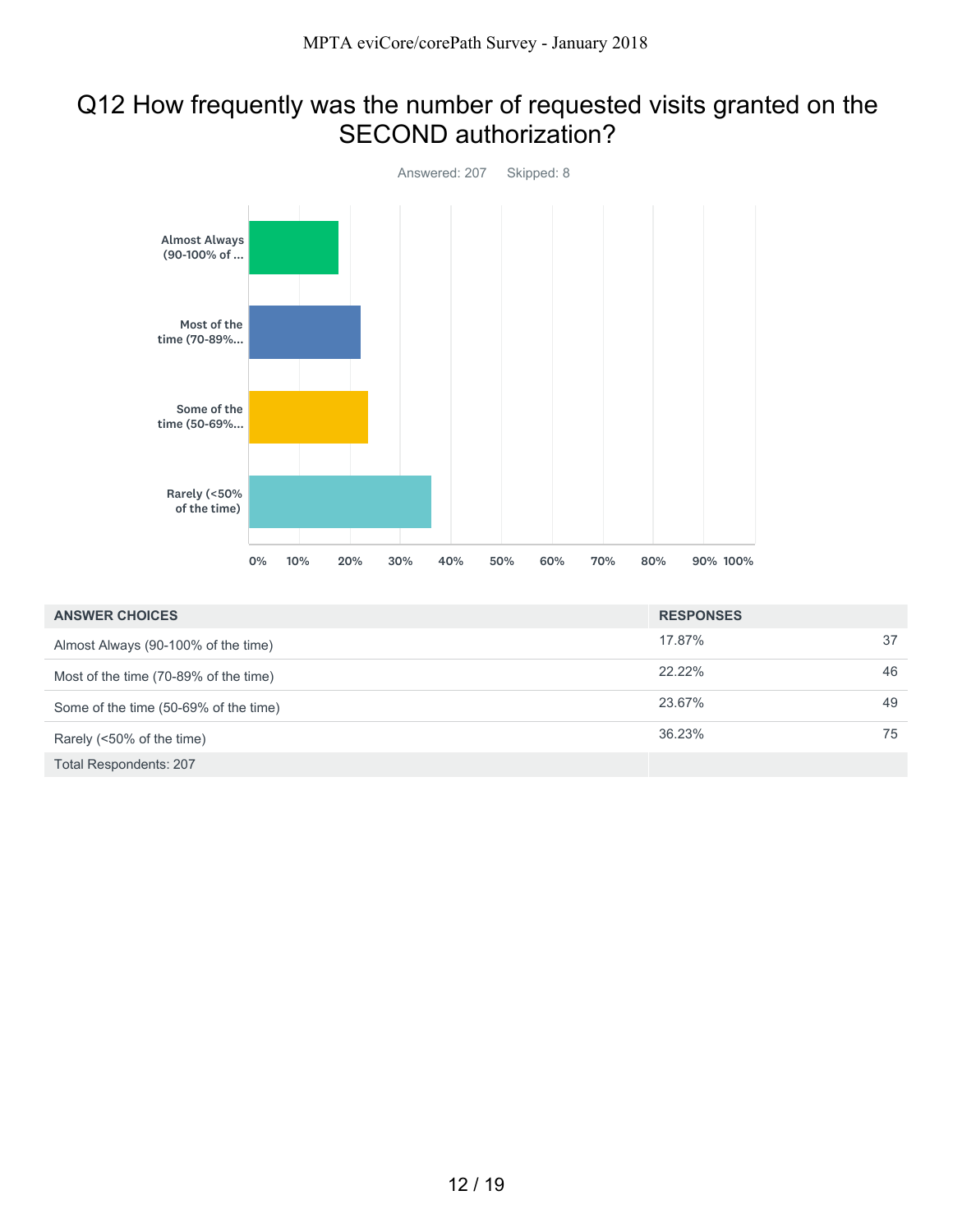# Q12 How frequently was the number of requested visits granted on the SECOND authorization?

Answered: 207 Skipped: 8

| ANSWER CHOICES | RESPONSES | |
|---|---|---|
| Almost Always (90-100% of the time) | 17.87% | 37 |
| Most of the time (70-89% of the time) | 22.22% | 46 |
| Some of the time (50-69% of the time) | 23.67% | 49 |
| Rarely (<50% of the time) | 36.23% | 75 |
| Total Respondents: 207 | | |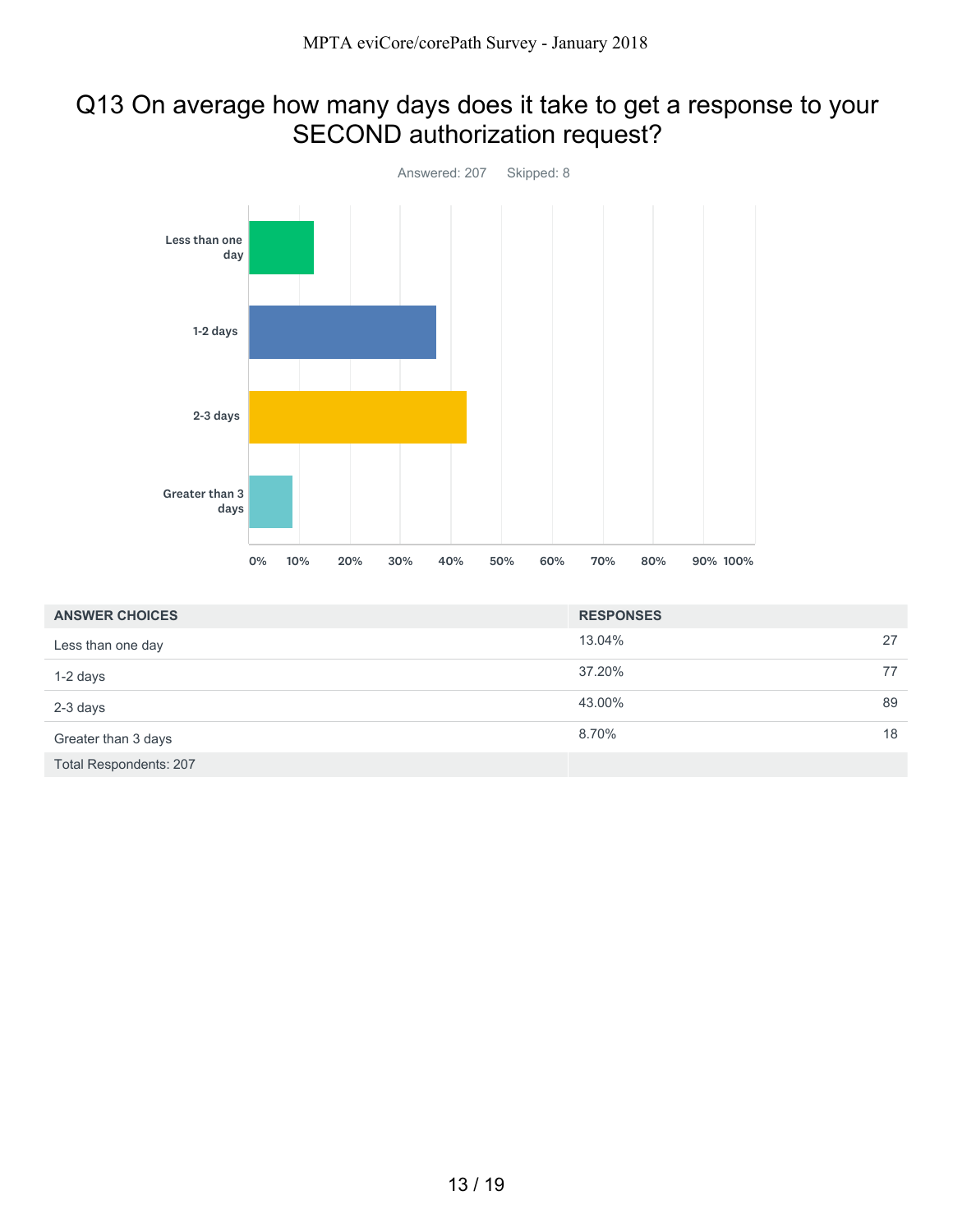## Q13 On average how many days does it take to get a response to your SECOND authorization request?

Answered: 207 Skipped: 8

| ANSWER CHOICES | RESPONSES | |
|---|---|---|
| Less than one day | 13.04% | 27 |
| 1-2 days | 37.20% | 77 |
| 2-3 days | 43.00% | 89 |
| Greater than 3 days | 8.70% | 18 |
| Total Respondents: 207 | | |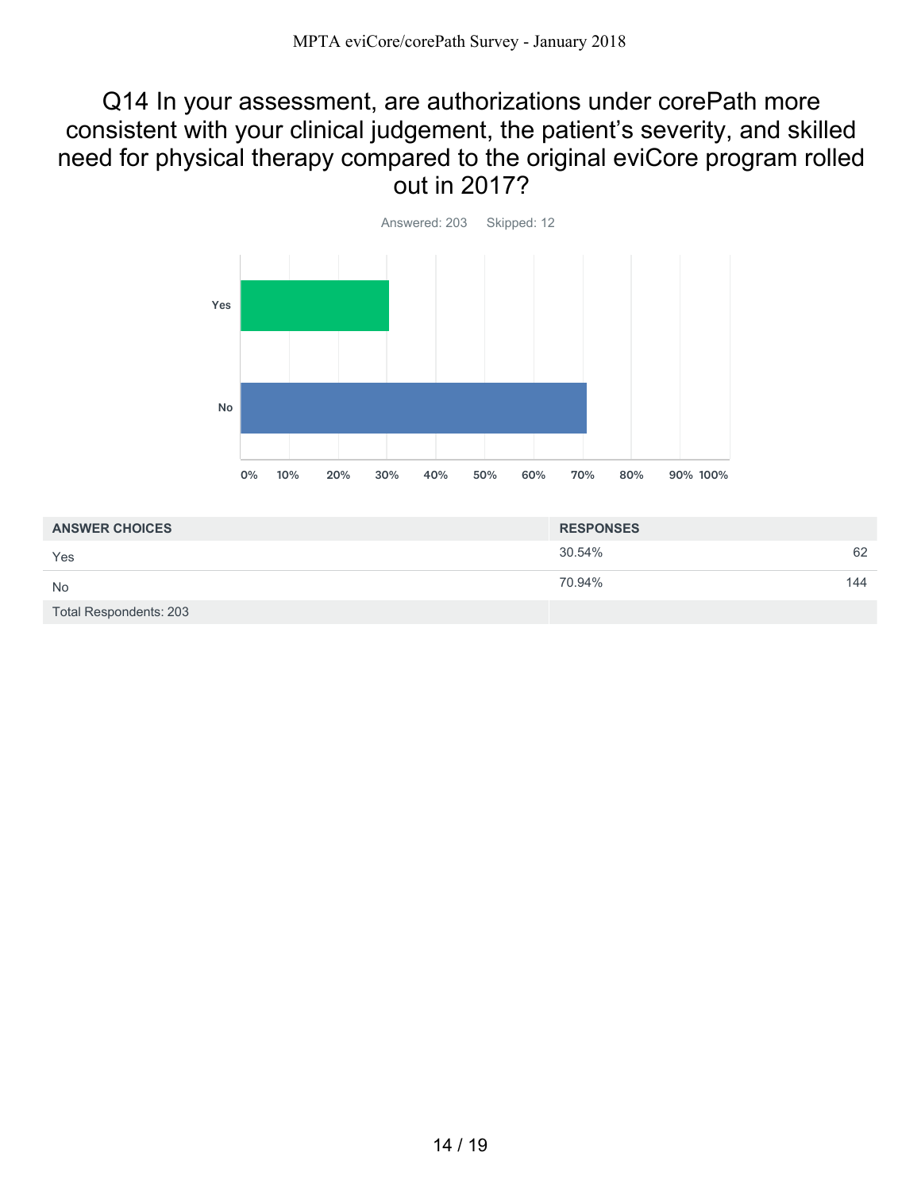# Q14 In your assessment, are authorizations under corePath more consistent with your clinical judgement, the patient's severity, and skilled need for physical therapy compared to the original eviCore program rolled out in 2017?

Answered: 203 Skipped: 12

| ANSWER CHOICES | RESPONSES | |
|---|---|---|
| Yes | 30.54% | 62 |
| No | 70.94% | 144 |
| Total Respondents: 203 | | |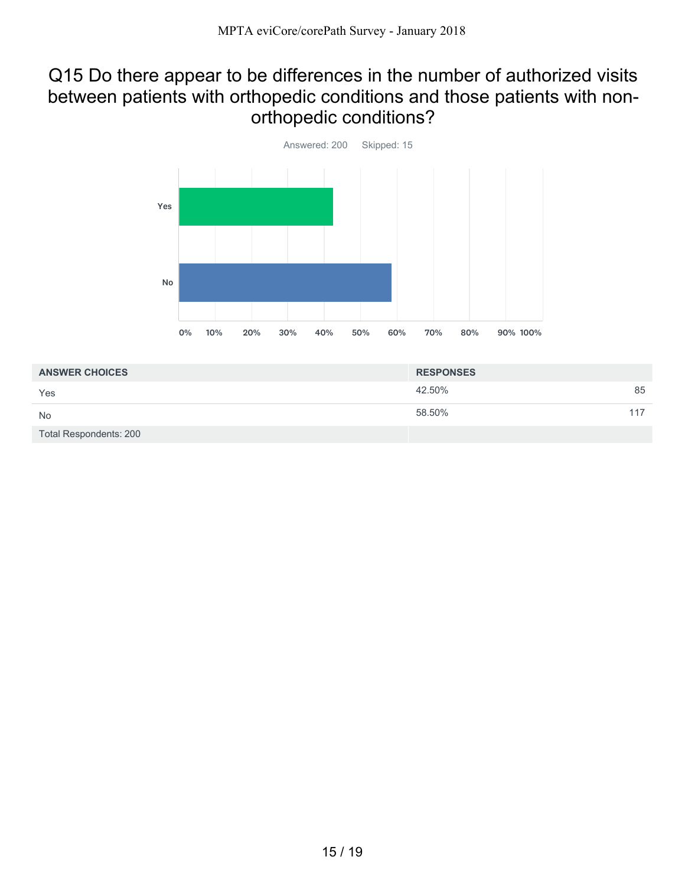# Q15 Do there appear to be differences in the number of authorized visits between patients with orthopedic conditions and those patients with non-orthopedic conditions?

Answered: 200 Skipped: 15

| ANSWER CHOICES | RESPONSES | |
|---|---|---|
| Yes | 42.50% | 85 |
| No | 58.50% | 117 |
| Total Respondents: 200 | | |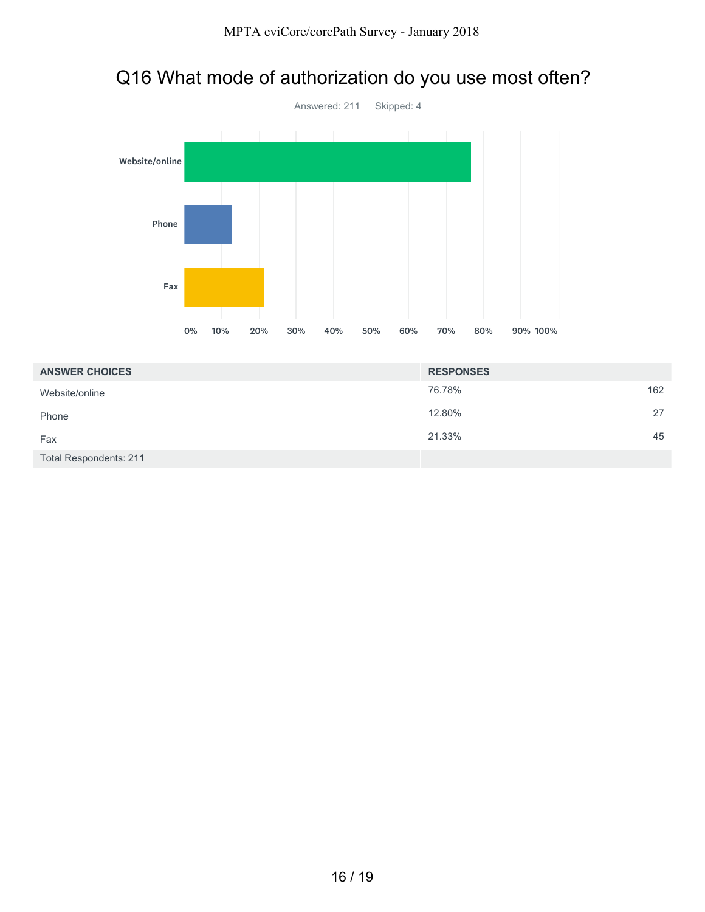# Q16 What mode of authorization do you use most often?

Answered: 211 Skipped: 4

| ANSWER CHOICES | RESPONSES | |
|---|---|---|
| Website/online | 76.78% | 162 |
| Phone | 12.80% | 27 |
| Fax | 21.33% | 45 |
| Total Respondents: 211 | | |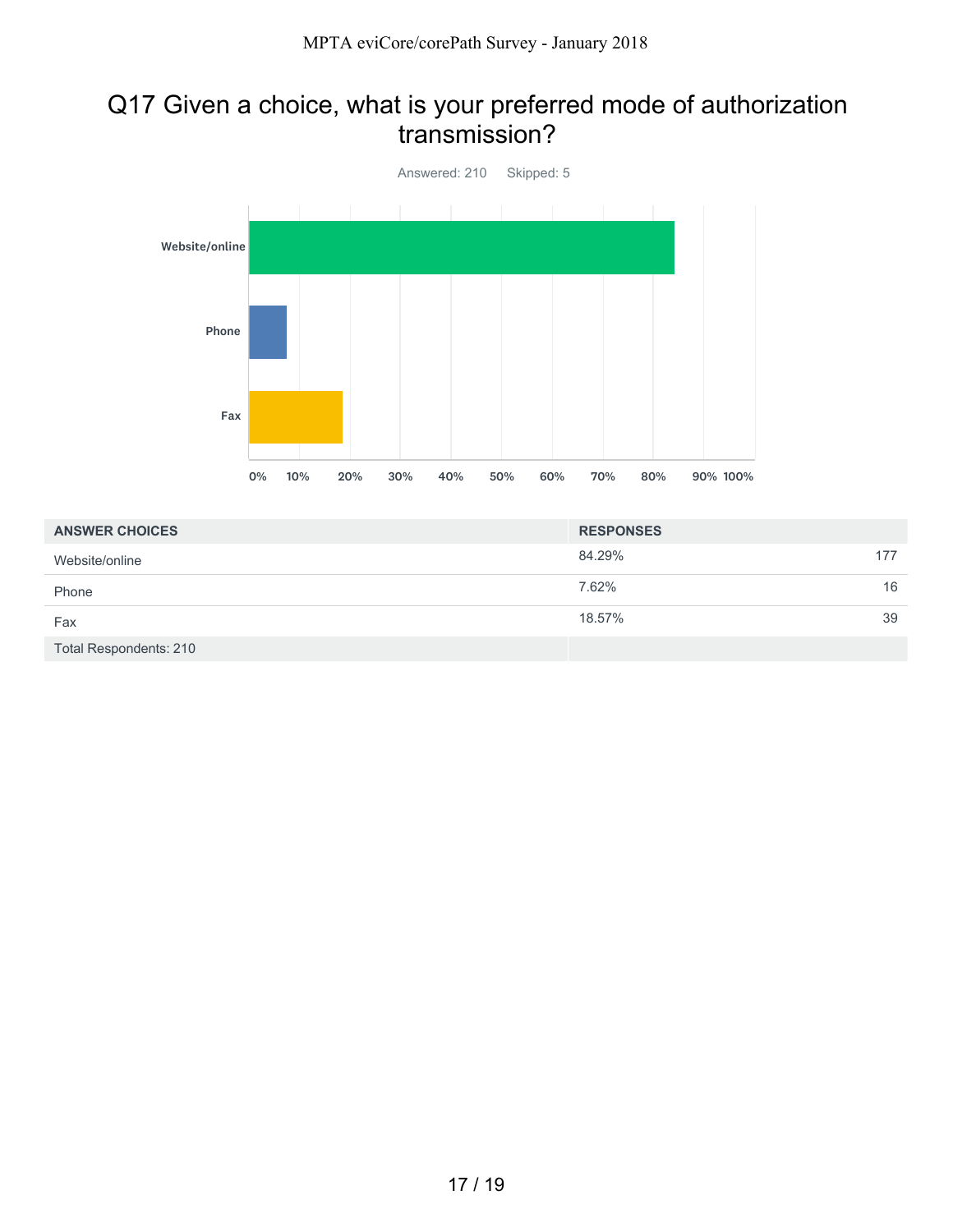# Q17 Given a choice, what is your preferred mode of authorization transmission?

Answered: 210 Skipped: 5

| ANSWER CHOICES | RESPONSES | |
|---|---|---|
| Website/online | 84.29% | 177 |
| Phone | 7.62% | 16 |
| Fax | 18.57% | 39 |
| Total Respondents: 210 | | |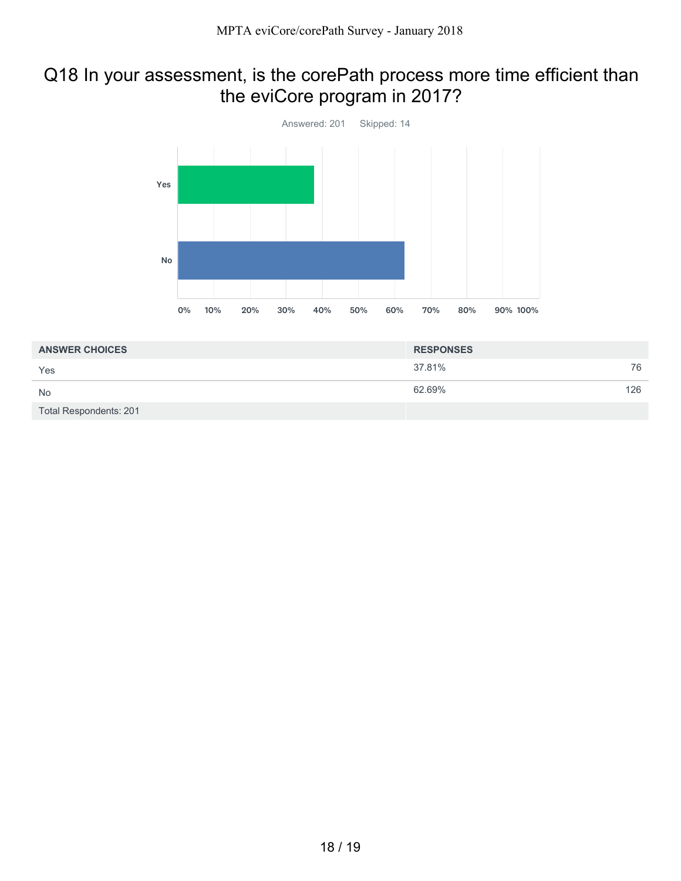# Q18 In your assessment, is the corePath process more time efficient than the eviCore program in 2017?

Answered: 201 Skipped: 14

| ANSWER CHOICES | RESPONSES | |
| --- | --- | --- |
| Yes | 37.81% | 76 |
| No | 62.69% | 126 |
| Total Respondents: 201 | | |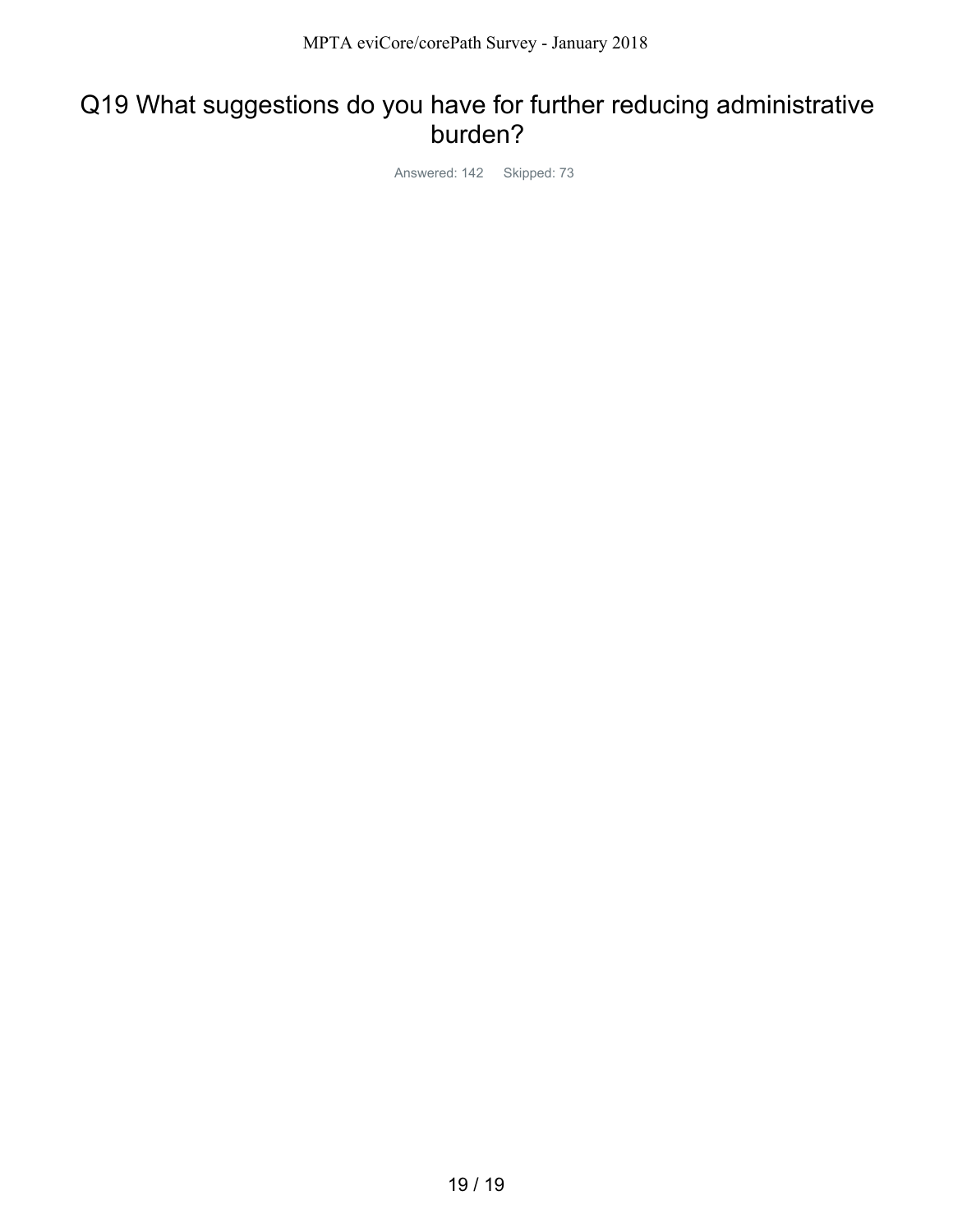# Q19 What suggestions do you have for further reducing administrative burden?

Answered: 142 Skipped: 73